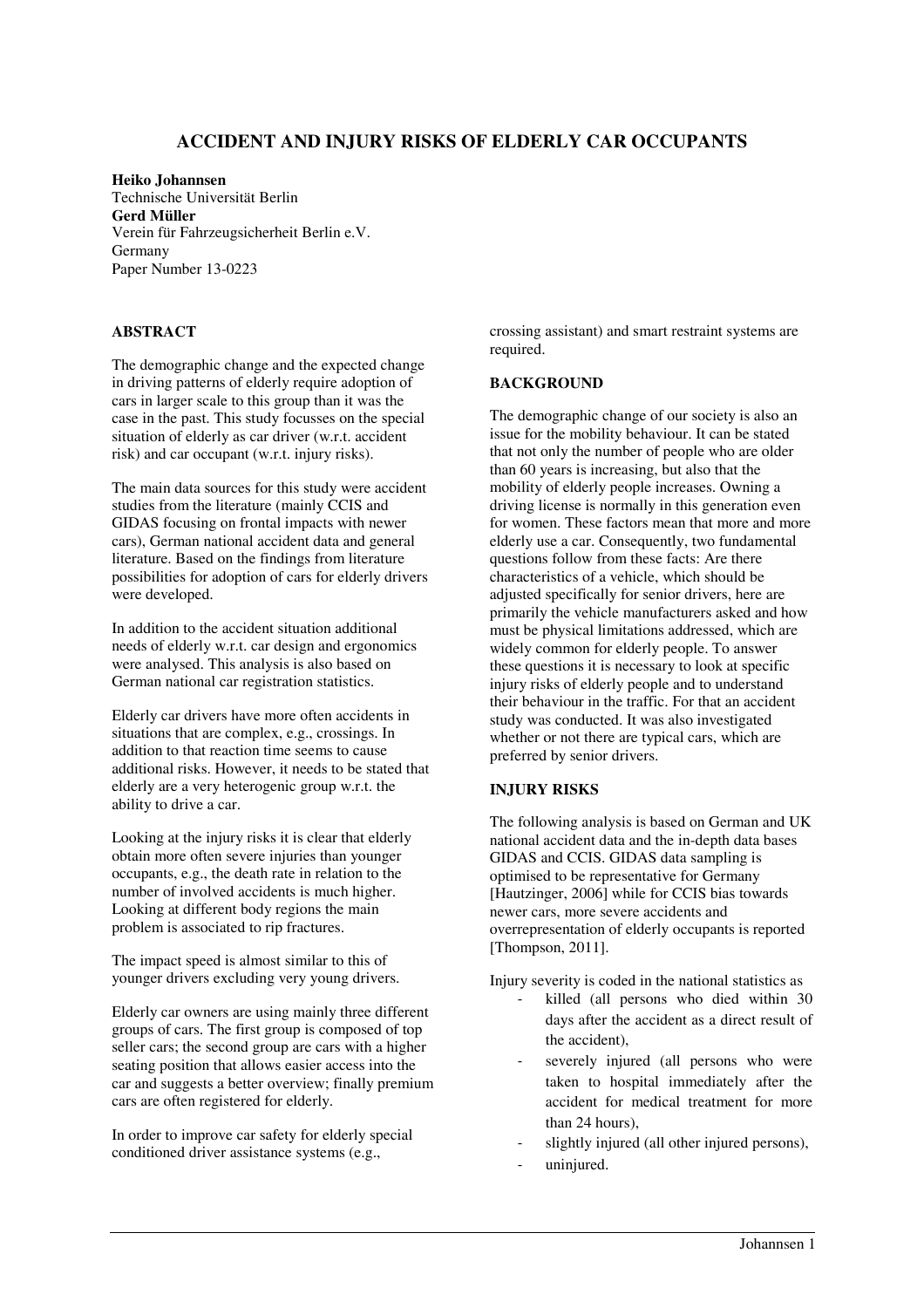# ACCIDENT AND INJURY RISKS OF ELDERLY CAR OCCUPANTS

**Heiko Johannsen**
Technische Universität Berlin
**Gerd Müller**
Verein für Fahrzeugsicherheit Berlin e.V.
Germany
Paper Number 13-0223

## ABSTRACT

The demographic change and the expected change in driving patterns of elderly require adoption of cars in larger scale to this group than it was the case in the past. This study focusses on the special situation of elderly as car driver (w.r.t. accident risk) and car occupant (w.r.t. injury risks).

The main data sources for this study were accident studies from the literature (mainly CCIS and GIDAS focusing on frontal impacts with newer cars), German national accident data and general literature. Based on the findings from literature possibilities for adoption of cars for elderly drivers were developed.

In addition to the accident situation additional needs of elderly w.r.t. car design and ergonomics were analysed. This analysis is also based on German national car registration statistics.

Elderly car drivers have more often accidents in situations that are complex, e.g., crossings. In addition to that reaction time seems to cause additional risks. However, it needs to be stated that elderly are a very heterogenic group w.r.t. the ability to drive a car.

Looking at the injury risks it is clear that elderly obtain more often severe injuries than younger occupants, e.g., the death rate in relation to the number of involved accidents is much higher. Looking at different body regions the main problem is associated to rip fractures.

The impact speed is almost similar to this of younger drivers excluding very young drivers.

Elderly car owners are using mainly three different groups of cars. The first group is composed of top seller cars; the second group are cars with a higher seating position that allows easier access into the car and suggests a better overview; finally premium cars are often registered for elderly.

In order to improve car safety for elderly special conditioned driver assistance systems (e.g., crossing assistant) and smart restraint systems are required.

## BACKGROUND

The demographic change of our society is also an issue for the mobility behaviour. It can be stated that not only the number of people who are older than 60 years is increasing, but also that the mobility of elderly people increases. Owning a driving license is normally in this generation even for women. These factors mean that more and more elderly use a car. Consequently, two fundamental questions follow from these facts: Are there characteristics of a vehicle, which should be adjusted specifically for senior drivers, here are primarily the vehicle manufacturers asked and how must be physical limitations addressed, which are widely common for elderly people. To answer these questions it is necessary to look at specific injury risks of elderly people and to understand their behaviour in the traffic. For that an accident study was conducted. It was also investigated whether or not there are typical cars, which are preferred by senior drivers.

## INJURY RISKS

The following analysis is based on German and UK national accident data and the in-depth data bases GIDAS and CCIS. GIDAS data sampling is optimised to be representative for Germany [Hautzinger, 2006] while for CCIS bias towards newer cars, more severe accidents and overrepresentation of elderly occupants is reported [Thompson, 2011].

Injury severity is coded in the national statistics as

- killed (all persons who died within 30 days after the accident as a direct result of the accident),
- severely injured (all persons who were taken to hospital immediately after the accident for medical treatment for more than 24 hours),
- slightly injured (all other injured persons),
- uninjured.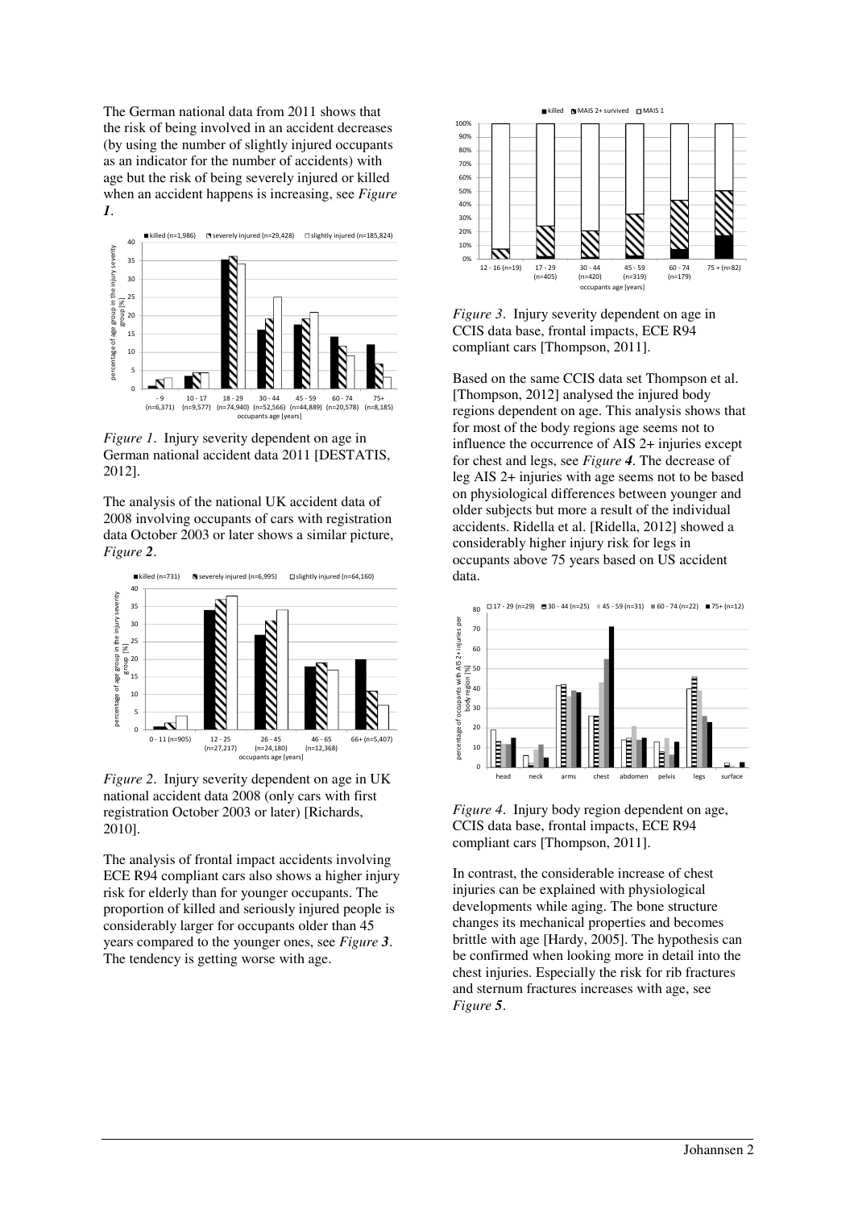The German national data from 2011 shows that the risk of being involved in an accident decreases (by using the number of slightly injured occupants as an indicator for the number of accidents) with age but the risk of being severely injured or killed when an accident happens is increasing, see *Figure 1*.

killed (n=1,986) severely injured (n=29,428) slightly injured (n=185,824)
percentage of age group in the injury severity group [%]
0 5 10 15 20 25 30 35 40
- 9 (n=6,371) 10 - 17 (n=9,577) 18 - 29 (n=74,940) 30 - 44 (n=52,566) 45 - 59 (n=44,889) 60 - 74 (n=20,578) 75+ (n=8,185)
occupants age [years]

*Figure 1*. Injury severity dependent on age in German national accident data 2011 [DESTATIS, 2012].

The analysis of the national UK accident data of 2008 involving occupants of cars with registration data October 2003 or later shows a similar picture, *Figure 2*.

killed (n=731) severely injured (n=6,995) slightly injured (n=64,160)
percentage of age group in the injury severity group [%]
0 5 10 15 20 25 30 35 40
0 - 11 (n=905) 12 - 25 (n=27,217) 26 - 45 (n=24,180) 46 - 65 (n=12,368) 66+ (n=5,407)
occupants age [years]

*Figure 2*. Injury severity dependent on age in UK national accident data 2008 (only cars with first registration October 2003 or later) [Richards, 2010].

The analysis of frontal impact accidents involving ECE R94 compliant cars also shows a higher injury risk for elderly than for younger occupants. The proportion of killed and seriously injured people is considerably larger for occupants older than 45 years compared to the younger ones, see *Figure 3*. The tendency is getting worse with age.

killed MAIS 2+ survived MAIS 1
0% 10% 20% 30% 40% 50% 60% 70% 80% 90% 100%
12 - 16 (n=19) 17 - 29 (n=405) 30 - 44 (n=420) 45 - 59 (n=319) 60 - 74 (n=179) 75 + (n=82)
occupants age [years]

*Figure 3*. Injury severity dependent on age in CCIS data base, frontal impacts, ECE R94 compliant cars [Thompson, 2011].

Based on the same CCIS data set Thompson et al. [Thompson, 2012] analysed the injured body regions dependent on age. This analysis shows that for most of the body regions age seems not to influence the occurrence of AIS 2+ injuries except for chest and legs, see *Figure 4*. The decrease of leg AIS 2+ injuries with age seems not to be based on physiological differences between younger and older subjects but more a result of the individual accidents. Ridella et al. [Ridella, 2012] showed a considerably higher injury risk for legs in occupants above 75 years based on US accident data.

17 - 29 (n=29) 30 - 44 (n=25) 45 - 59 (n=31) 60 - 74 (n=22) 75+ (n=12)
percentage of occupants with AIS 2+ injuries per body region [%]
0 10 20 30 40 50 60 70 80
head neck arms chest abdomen pelvis legs surface

*Figure 4*. Injury body region dependent on age, CCIS data base, frontal impacts, ECE R94 compliant cars [Thompson, 2011].

In contrast, the considerable increase of chest injuries can be explained with physiological developments while aging. The bone structure changes its mechanical properties and becomes brittle with age [Hardy, 2005]. The hypothesis can be confirmed when looking more in detail into the chest injuries. Especially the risk for rib fractures and sternum fractures increases with age, see *Figure 5*.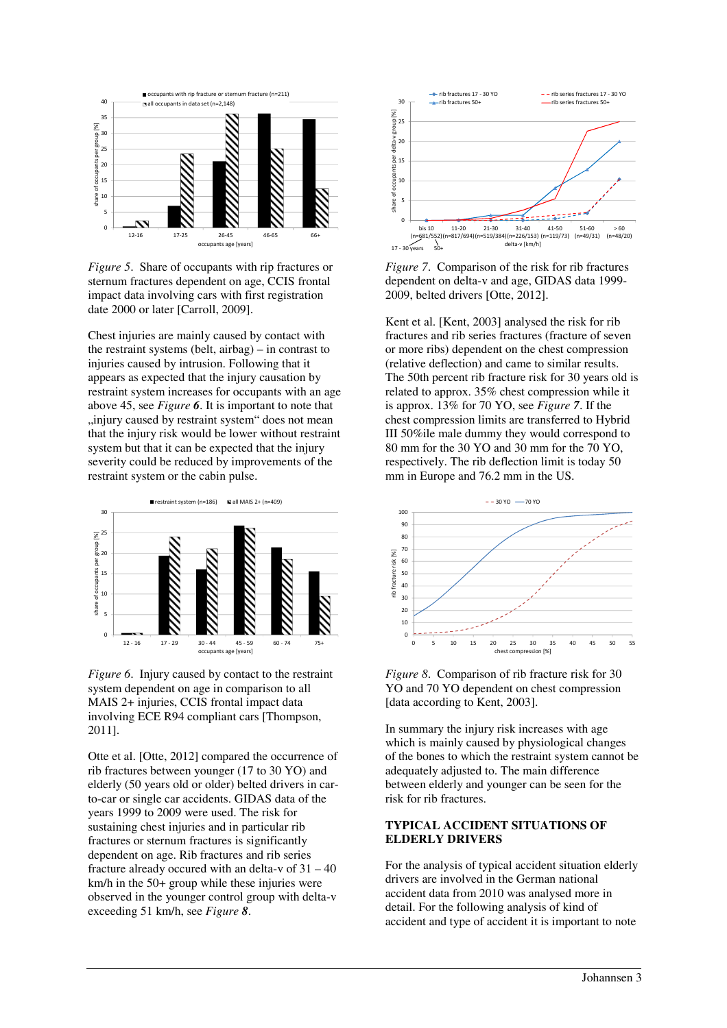■ occupants with rip fracture or sternum fracture (n=211)
▨ all occupants in data set (n=2,148)

share of occupants per group [%]

0 5 10 15 20 25 30 35 40

12-16 17-25 26-45 46-65 66+

occupants age [years]

*Figure 5*. Share of occupants with rip fractures or sternum fractures dependent on age, CCIS frontal impact data involving cars with first registration date 2000 or later [Carroll, 2009].

Chest injuries are mainly caused by contact with the restraint systems (belt, airbag) – in contrast to injuries caused by intrusion. Following that it appears as expected that the injury causation by restraint system increases for occupants with an age above 45, see *Figure **6***. It is important to note that „injury caused by restraint system" does not mean that the injury risk would be lower without restraint system but that it can be expected that the injury severity could be reduced by improvements of the restraint system or the cabin pulse.

■ restraint system (n=186)
▨ all MAIS 2+ (n=409)

share of occupants per group [%]

0 5 10 15 20 25 30

12 - 16 17 - 29 30 - 44 45 - 59 60 - 74 75+

occupants age [years]

*Figure 6*. Injury caused by contact to the restraint system dependent on age in comparison to all MAIS 2+ injuries, CCIS frontal impact data involving ECE R94 compliant cars [Thompson, 2011].

Otte et al. [Otte, 2012] compared the occurrence of rib fractures between younger (17 to 30 YO) and elderly (50 years old or older) belted drivers in car-to-car or single car accidents. GIDAS data of the years 1999 to 2009 were used. The risk for sustaining chest injuries and in particular rib fractures or sternum fractures is significantly dependent on age. Rib fractures and rib series fracture already occured with an delta-v of 31 – 40 km/h in the 50+ group while these injuries were observed in the younger control group with delta-v exceeding 51 km/h, see *Figure **8***.

rib fractures 17 - 30 YO
rib fractures 50+
rib series fractures 17 - 30 YO
rib series fractures 50+

share of occupants per delta-v group [%]

0 5 10 15 20 25 30

bis 10 (n=681/552) 11-20 (n=817/694) 21-30 (n=519/384) 31-40 (n=226/153) 41-50 (n=119/73) 51-60 (n=49/31) > 60 (n=48/20)

17 - 30 years 50+

delta-v [km/h]

*Figure 7*. Comparison of the risk for rib fractures dependent on delta-v and age, GIDAS data 1999-2009, belted drivers [Otte, 2012].

Kent et al. [Kent, 2003] analysed the risk for rib fractures and rib series fractures (fracture of seven or more ribs) dependent on the chest compression (relative deflection) and came to similar results. The 50th percent rib fracture risk for 30 years old is related to approx. 35% chest compression while it is approx. 13% for 70 YO, see *Figure **7***. If the chest compression limits are transferred to Hybrid III 50%ile male dummy they would correspond to 80 mm for the 30 YO and 30 mm for the 70 YO, respectively. The rib deflection limit is today 50 mm in Europe and 76.2 mm in the US.

30 YO
70 YO

rib fracture risk [%]

0 10 20 30 40 50 60 70 80 90 100

0 5 10 15 20 25 30 35 40 45 50 55

chest compression [%]

*Figure 8*. Comparison of rib fracture risk for 30 YO and 70 YO dependent on chest compression [data according to Kent, 2003].

In summary the injury risk increases with age which is mainly caused by physiological changes of the bones to which the restraint system cannot be adequately adjusted to. The main difference between elderly and younger can be seen for the risk for rib fractures.

## TYPICAL ACCIDENT SITUATIONS OF ELDERLY DRIVERS

For the analysis of typical accident situation elderly drivers are involved in the German national accident data from 2010 was analysed more in detail. For the following analysis of kind of accident and type of accident it is important to note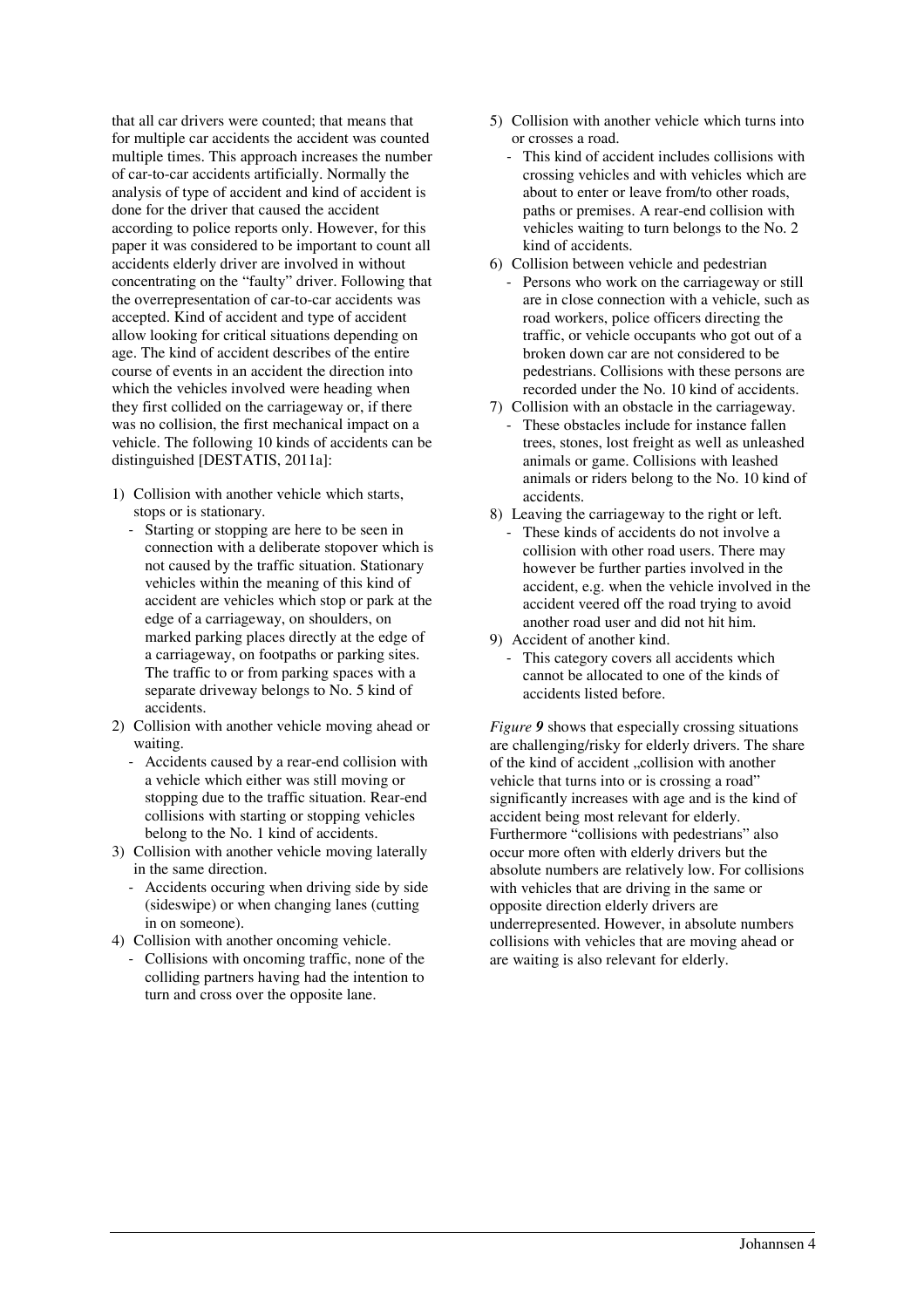that all car drivers were counted; that means that for multiple car accidents the accident was counted multiple times. This approach increases the number of car-to-car accidents artificially. Normally the analysis of type of accident and kind of accident is done for the driver that caused the accident according to police reports only. However, for this paper it was considered to be important to count all accidents elderly driver are involved in without concentrating on the "faulty" driver. Following that the overrepresentation of car-to-car accidents was accepted. Kind of accident and type of accident allow looking for critical situations depending on age. The kind of accident describes of the entire course of events in an accident the direction into which the vehicles involved were heading when they first collided on the carriageway or, if there was no collision, the first mechanical impact on a vehicle. The following 10 kinds of accidents can be distinguished [DESTATIS, 2011a]:

1) Collision with another vehicle which starts, stops or is stationary.
   - Starting or stopping are here to be seen in connection with a deliberate stopover which is not caused by the traffic situation. Stationary vehicles within the meaning of this kind of accident are vehicles which stop or park at the edge of a carriageway, on shoulders, on marked parking places directly at the edge of a carriageway, on footpaths or parking sites. The traffic to or from parking spaces with a separate driveway belongs to No. 5 kind of accidents.
2) Collision with another vehicle moving ahead or waiting.
   - Accidents caused by a rear-end collision with a vehicle which either was still moving or stopping due to the traffic situation. Rear-end collisions with starting or stopping vehicles belong to the No. 1 kind of accidents.
3) Collision with another vehicle moving laterally in the same direction.
   - Accidents occuring when driving side by side (sideswipe) or when changing lanes (cutting in on someone).
4) Collision with another oncoming vehicle.
   - Collisions with oncoming traffic, none of the colliding partners having had the intention to turn and cross over the opposite lane.
5) Collision with another vehicle which turns into or crosses a road.
   - This kind of accident includes collisions with crossing vehicles and with vehicles which are about to enter or leave from/to other roads, paths or premises. A rear-end collision with vehicles waiting to turn belongs to the No. 2 kind of accidents.
6) Collision between vehicle and pedestrian
   - Persons who work on the carriageway or still are in close connection with a vehicle, such as road workers, police officers directing the traffic, or vehicle occupants who got out of a broken down car are not considered to be pedestrians. Collisions with these persons are recorded under the No. 10 kind of accidents.
7) Collision with an obstacle in the carriageway.
   - These obstacles include for instance fallen trees, stones, lost freight as well as unleashed animals or game. Collisions with leashed animals or riders belong to the No. 10 kind of accidents.
8) Leaving the carriageway to the right or left.
   - These kinds of accidents do not involve a collision with other road users. There may however be further parties involved in the accident, e.g. when the vehicle involved in the accident veered off the road trying to avoid another road user and did not hit him.
9) Accident of another kind.
   - This category covers all accidents which cannot be allocated to one of the kinds of accidents listed before.

*Figure **9*** shows that especially crossing situations are challenging/risky for elderly drivers. The share of the kind of accident „collision with another vehicle that turns into or is crossing a road" significantly increases with age and is the kind of accident being most relevant for elderly. Furthermore "collisions with pedestrians" also occur more often with elderly drivers but the absolute numbers are relatively low. For collisions with vehicles that are driving in the same or opposite direction elderly drivers are underrepresented. However, in absolute numbers collisions with vehicles that are moving ahead or are waiting is also relevant for elderly.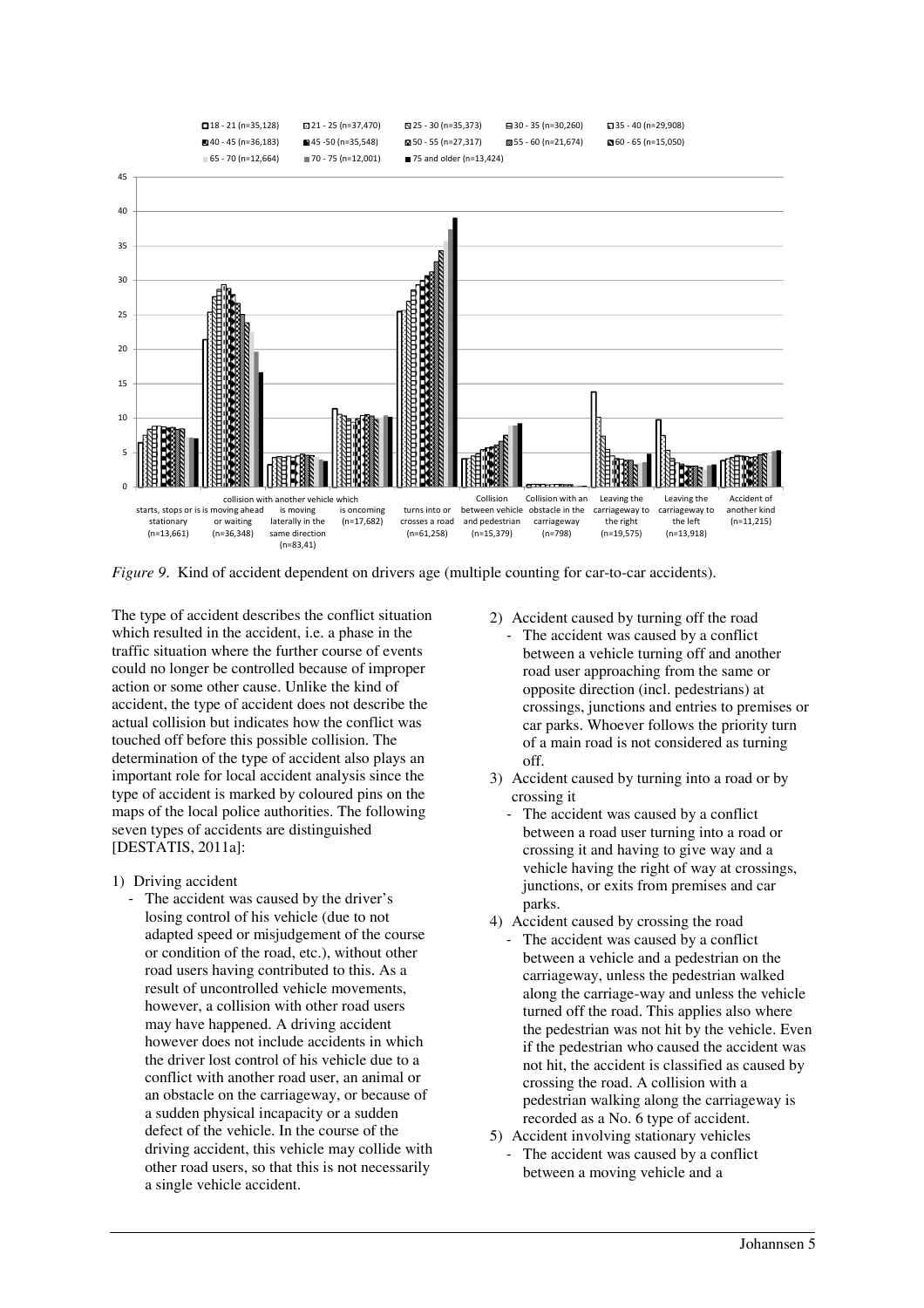18 - 21 (n=35,128) 21 - 25 (n=37,470) 25 - 30 (n=35,373) 30 - 35 (n=30,260) 35 - 40 (n=29,908)
40 - 45 (n=36,183) 45 -50 (n=35,548) 50 - 55 (n=27,317) 55 - 60 (n=21,674) 60 - 65 (n=15,050)
65 - 70 (n=12,664) 70 - 75 (n=12,001) 75 and older (n=13,424)

45
40
35
30
25
20
15
10
5
0

collision with another vehicle which
starts, stops or is stationary (n=13,661)
is moving ahead or waiting (n=36,348)
is moving laterally in the same direction (n=83,41)
is oncoming (n=17,682)
turns into or crosses a road (n=61,258)
Collision between vehicle and pedestrian (n=15,379)
Collision with an obstacle in the carriageway (n=798)
Leaving the carriageway to the right (n=19,575)
Leaving the carriageway to the left (n=13,918)
Accident of another kind (n=11,215)

*Figure 9*. Kind of accident dependent on drivers age (multiple counting for car-to-car accidents).

The type of accident describes the conflict situation which resulted in the accident, i.e. a phase in the traffic situation where the further course of events could no longer be controlled because of improper action or some other cause. Unlike the kind of accident, the type of accident does not describe the actual collision but indicates how the conflict was touched off before this possible collision. The determination of the type of accident also plays an important role for local accident analysis since the type of accident is marked by coloured pins on the maps of the local police authorities. The following seven types of accidents are distinguished [DESTATIS, 2011a]:

1) Driving accident
   - The accident was caused by the driver's losing control of his vehicle (due to not adapted speed or misjudgement of the course or condition of the road, etc.), without other road users having contributed to this. As a result of uncontrolled vehicle movements, however, a collision with other road users may have happened. A driving accident however does not include accidents in which the driver lost control of his vehicle due to a conflict with another road user, an animal or an obstacle on the carriageway, or because of a sudden physical incapacity or a sudden defect of the vehicle. In the course of the driving accident, this vehicle may collide with other road users, so that this is not necessarily a single vehicle accident.
2) Accident caused by turning off the road
   - The accident was caused by a conflict between a vehicle turning off and another road user approaching from the same or opposite direction (incl. pedestrians) at crossings, junctions and entries to premises or car parks. Whoever follows the priority turn of a main road is not considered as turning off.
3) Accident caused by turning into a road or by crossing it
   - The accident was caused by a conflict between a road user turning into a road or crossing it and having to give way and a vehicle having the right of way at crossings, junctions, or exits from premises and car parks.
4) Accident caused by crossing the road
   - The accident was caused by a conflict between a vehicle and a pedestrian on the carriageway, unless the pedestrian walked along the carriage-way and unless the vehicle turned off the road. This applies also where the pedestrian was not hit by the vehicle. Even if the pedestrian who caused the accident was not hit, the accident is classified as caused by crossing the road. A collision with a pedestrian walking along the carriageway is recorded as a No. 6 type of accident.
5) Accident involving stationary vehicles
   - The accident was caused by a conflict between a moving vehicle and a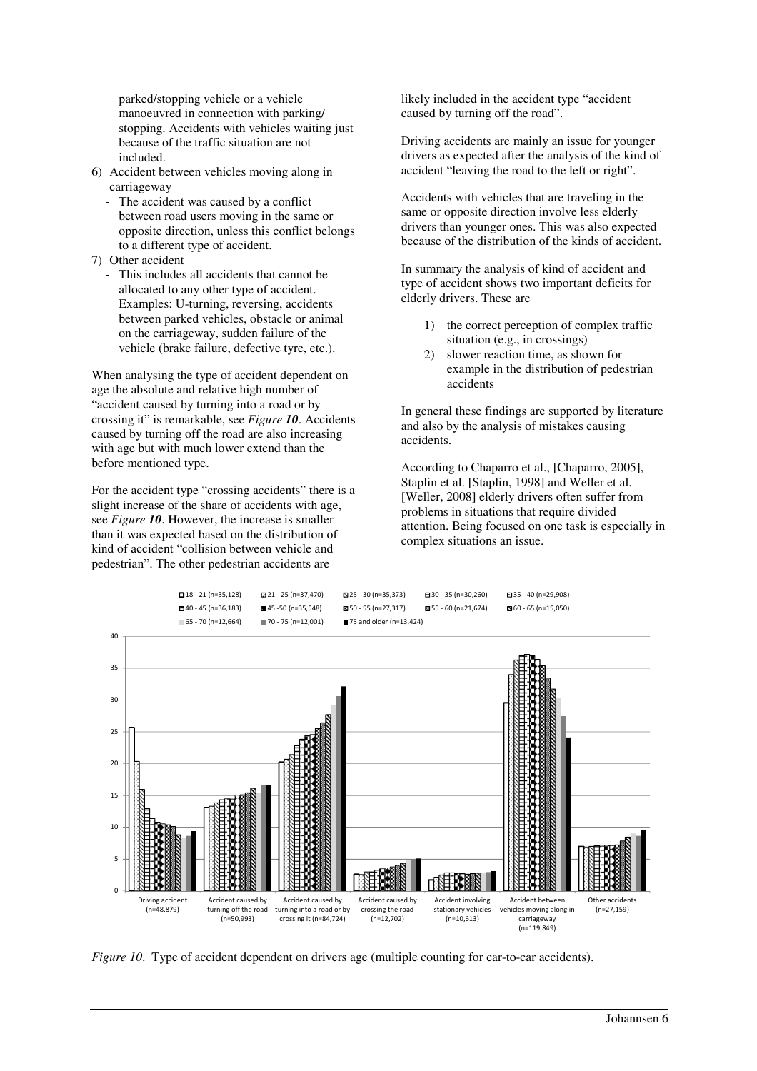parked/stopping vehicle or a vehicle manoeuvred in connection with parking/ stopping. Accidents with vehicles waiting just because of the traffic situation are not included.

6) Accident between vehicles moving along in carriageway
   - The accident was caused by a conflict between road users moving in the same or opposite direction, unless this conflict belongs to a different type of accident.
7) Other accident
   - This includes all accidents that cannot be allocated to any other type of accident. Examples: U-turning, reversing, accidents between parked vehicles, obstacle or animal on the carriageway, sudden failure of the vehicle (brake failure, defective tyre, etc.).

When analysing the type of accident dependent on age the absolute and relative high number of "accident caused by turning into a road or by crossing it" is remarkable, see *Figure 10*. Accidents caused by turning off the road are also increasing with age but with much lower extend than the before mentioned type.

For the accident type "crossing accidents" there is a slight increase of the share of accidents with age, see *Figure 10*. However, the increase is smaller than it was expected based on the distribution of kind of accident "collision between vehicle and pedestrian". The other pedestrian accidents are likely included in the accident type "accident caused by turning off the road".

Driving accidents are mainly an issue for younger drivers as expected after the analysis of the kind of accident "leaving the road to the left or right".

Accidents with vehicles that are traveling in the same or opposite direction involve less elderly drivers than younger ones. This was also expected because of the distribution of the kinds of accident.

In summary the analysis of kind of accident and type of accident shows two important deficits for elderly drivers. These are

1) the correct perception of complex traffic situation (e.g., in crossings)
2) slower reaction time, as shown for example in the distribution of pedestrian accidents

In general these findings are supported by literature and also by the analysis of mistakes causing accidents.

According to Chaparro et al., [Chaparro, 2005], Staplin et al. [Staplin, 1998] and Weller et al. [Weller, 2008] elderly drivers often suffer from problems in situations that require divided attention. Being focused on one task is especially in complex situations an issue.

18 - 21 (n=35,128)
21 - 25 (n=37,470)
25 - 30 (n=35,373)
30 - 35 (n=30,260)
35 - 40 (n=29,908)
40 - 45 (n=36,183)
45 -50 (n=35,548)
50 - 55 (n=27,317)
55 - 60 (n=21,674)
60 - 65 (n=15,050)
65 - 70 (n=12,664)
70 - 75 (n=12,001)
75 and older (n=13,424)

0
5
10
15
20
25
30
35
40

Driving accident (n=48,879)
Accident caused by turning off the road (n=50,993)
Accident caused by turning into a road or by crossing it (n=84,724)
Accident caused by crossing the road (n=12,702)
Accident involving stationary vehicles (n=10,613)
Accident between vehicles moving along in carriageway (n=119,849)
Other accidents (n=27,159)

*Figure 10.* Type of accident dependent on drivers age (multiple counting for car-to-car accidents).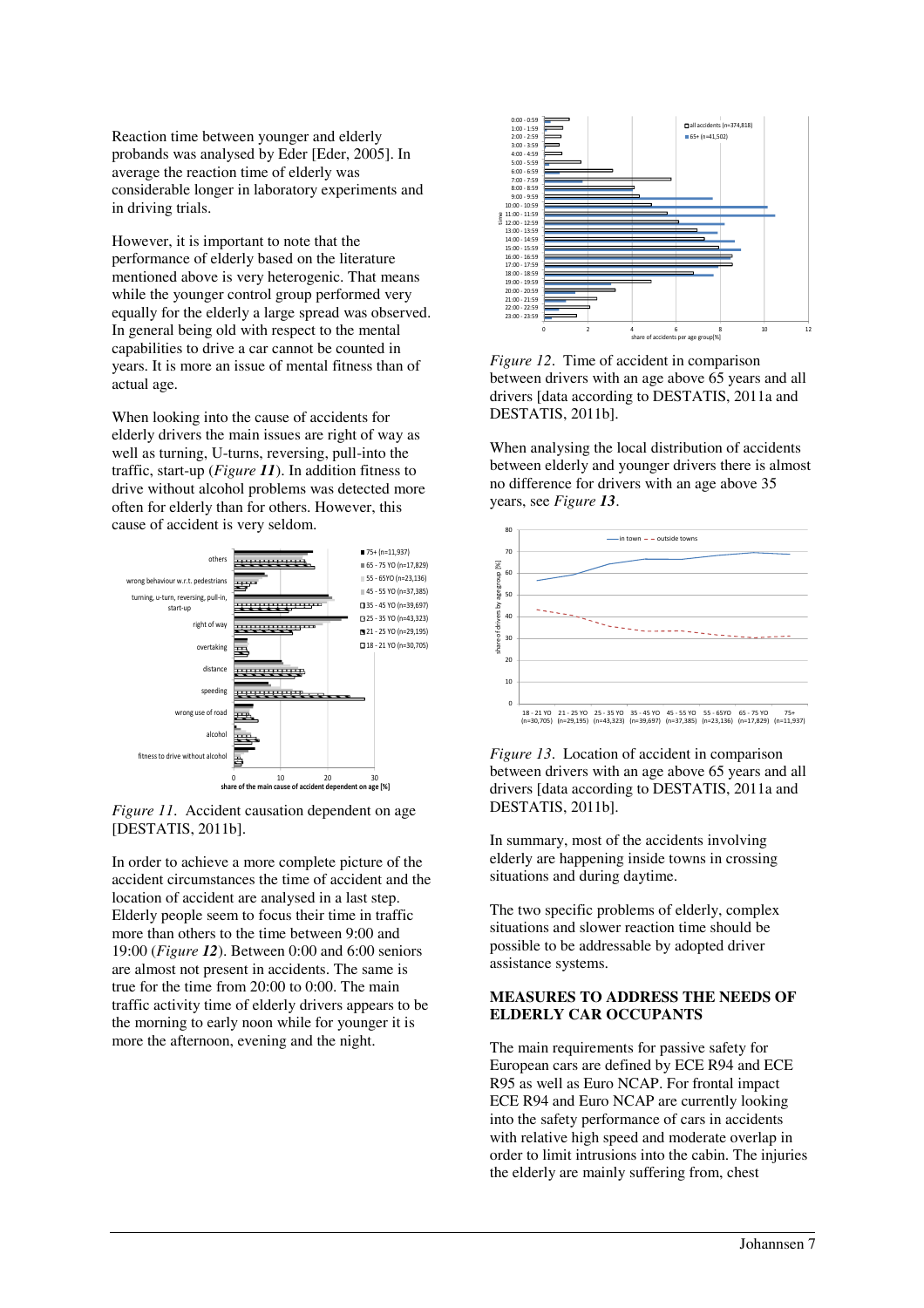Reaction time between younger and elderly probands was analysed by Eder [Eder, 2005]. In average the reaction time of elderly was considerable longer in laboratory experiments and in driving trials.

However, it is important to note that the performance of elderly based on the literature mentioned above is very heterogenic. That means while the younger control group performed very equally for the elderly a large spread was observed. In general being old with respect to the mental capabilities to drive a car cannot be counted in years. It is more an issue of mental fitness than of actual age.

When looking into the cause of accidents for elderly drivers the main issues are right of way as well as turning, U-turns, reversing, pull-into the traffic, start-up (*Figure **11***). In addition fitness to drive without alcohol problems was detected more often for elderly than for others. However, this cause of accident is very seldom.

others
wrong behaviour w.r.t. pedestrians
turning, u-turn, reversing, pull-in, start-up
right of way
overtaking
distance
speeding
wrong use of road
alcohol
fitness to drive without alcohol

0 10 20 30
share of the main cause of accident dependent on age [%]

75+ (n=11,937)
65 - 75 YO (n=17,829)
55 - 65YO (n=23,136)
45 - 55 YO (n=37,385)
35 - 45 YO (n=39,697)
25 - 35 YO (n=43,323)
21 - 25 YO (n=29,195)
18 - 21 YO (n=30,705)

*Figure 11*. Accident causation dependent on age [DESTATIS, 2011b].

In order to achieve a more complete picture of the accident circumstances the time of accident and the location of accident are analysed in a last step. Elderly people seem to focus their time in traffic more than others to the time between 9:00 and 19:00 (*Figure **12***). Between 0:00 and 6:00 seniors are almost not present in accidents. The same is true for the time from 20:00 to 0:00. The main traffic activity time of elderly drivers appears to be the morning to early noon while for younger it is more the afternoon, evening and the night.

time

0:00 - 0:59
1:00 - 1:59
2:00 - 2:59
3:00 - 3:59
4:00 - 4:59
5:00 - 5:59
6:00 - 6:59
7:00 - 7:59
8:00 - 8:59
9:00 - 9:59
10:00 - 10:59
11:00 - 11:59
12:00 - 12:59
13:00 - 13:59
14:00 - 14:59
15:00 - 15:59
16:00 - 16:59
17:00 - 17:59
18:00 - 18:59
19:00 - 19:59
20:00 - 20:59
21:00 - 21:59
22:00 - 22:59
23:00 - 23:59

0 2 4 6 8 10 12
share of accidents per age group[%]

all accidents (n=374,818)
65+ (n=41,502)

*Figure 12*. Time of accident in comparison between drivers with an age above 65 years and all drivers [data according to DESTATIS, 2011a and DESTATIS, 2011b].

When analysing the local distribution of accidents between elderly and younger drivers there is almost no difference for drivers with an age above 35 years, see *Figure **13***.

in town
outside towns

share of drivers by age group [%]

0 10 20 30 40 50 60 70 80

18 - 21 YO (n=30,705)
21 - 25 YO (n=29,195)
25 - 35 YO (n=43,323)
35 - 45 YO (n=39,697)
45 - 55 YO (n=37,385)
55 - 65YO (n=23,136)
65 - 75 YO (n=17,829)
75+ (n=11,937)

*Figure 13*. Location of accident in comparison between drivers with an age above 65 years and all drivers [data according to DESTATIS, 2011a and DESTATIS, 2011b].

In summary, most of the accidents involving elderly are happening inside towns in crossing situations and during daytime.

The two specific problems of elderly, complex situations and slower reaction time should be possible to be addressable by adopted driver assistance systems.

## MEASURES TO ADDRESS THE NEEDS OF ELDERLY CAR OCCUPANTS

The main requirements for passive safety for European cars are defined by ECE R94 and ECE R95 as well as Euro NCAP. For frontal impact ECE R94 and Euro NCAP are currently looking into the safety performance of cars in accidents with relative high speed and moderate overlap in order to limit intrusions into the cabin. The injuries the elderly are mainly suffering from, chest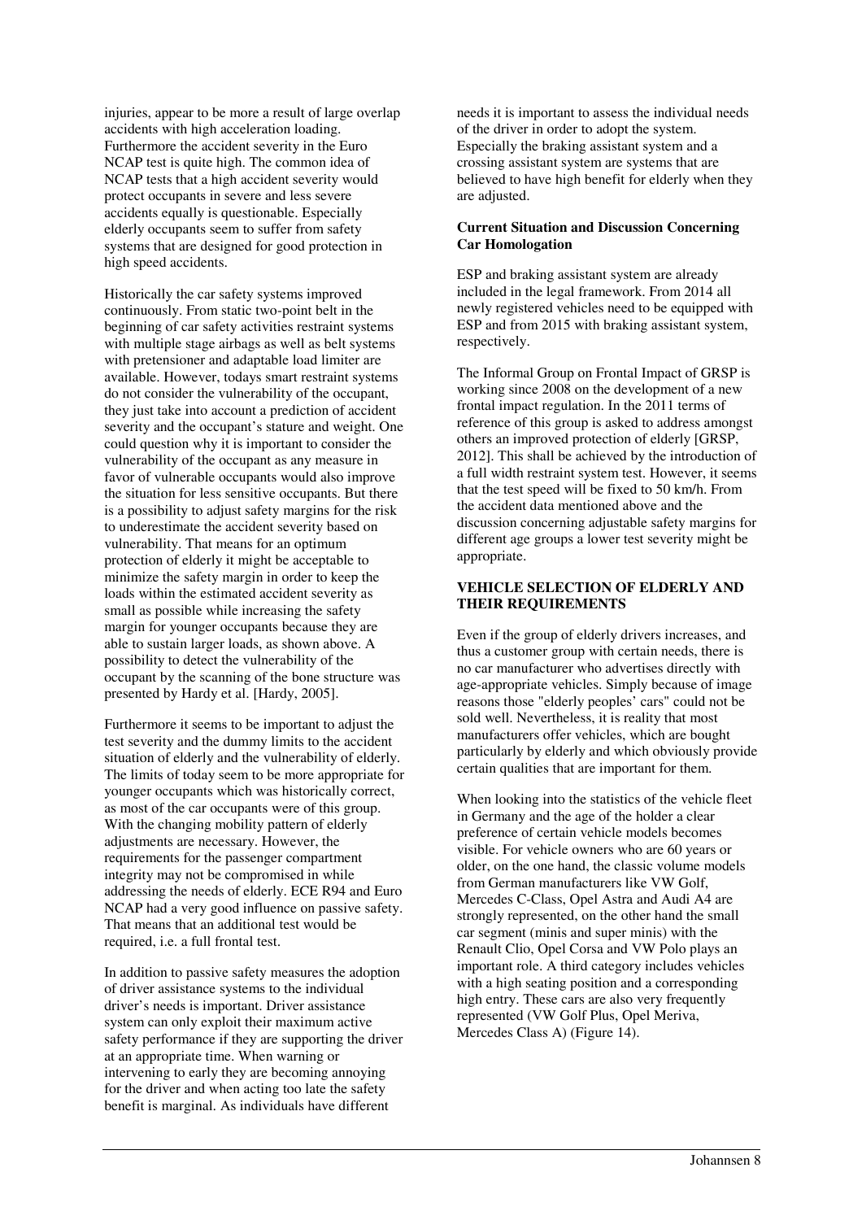injuries, appear to be more a result of large overlap accidents with high acceleration loading. Furthermore the accident severity in the Euro NCAP test is quite high. The common idea of NCAP tests that a high accident severity would protect occupants in severe and less severe accidents equally is questionable. Especially elderly occupants seem to suffer from safety systems that are designed for good protection in high speed accidents.

Historically the car safety systems improved continuously. From static two-point belt in the beginning of car safety activities restraint systems with multiple stage airbags as well as belt systems with pretensioner and adaptable load limiter are available. However, todays smart restraint systems do not consider the vulnerability of the occupant, they just take into account a prediction of accident severity and the occupant's stature and weight. One could question why it is important to consider the vulnerability of the occupant as any measure in favor of vulnerable occupants would also improve the situation for less sensitive occupants. But there is a possibility to adjust safety margins for the risk to underestimate the accident severity based on vulnerability. That means for an optimum protection of elderly it might be acceptable to minimize the safety margin in order to keep the loads within the estimated accident severity as small as possible while increasing the safety margin for younger occupants because they are able to sustain larger loads, as shown above. A possibility to detect the vulnerability of the occupant by the scanning of the bone structure was presented by Hardy et al. [Hardy, 2005].

Furthermore it seems to be important to adjust the test severity and the dummy limits to the accident situation of elderly and the vulnerability of elderly. The limits of today seem to be more appropriate for younger occupants which was historically correct, as most of the car occupants were of this group. With the changing mobility pattern of elderly adjustments are necessary. However, the requirements for the passenger compartment integrity may not be compromised in while addressing the needs of elderly. ECE R94 and Euro NCAP had a very good influence on passive safety. That means that an additional test would be required, i.e. a full frontal test.

In addition to passive safety measures the adoption of driver assistance systems to the individual driver's needs is important. Driver assistance system can only exploit their maximum active safety performance if they are supporting the driver at an appropriate time. When warning or intervening to early they are becoming annoying for the driver and when acting too late the safety benefit is marginal. As individuals have different needs it is important to assess the individual needs of the driver in order to adopt the system. Especially the braking assistant system and a crossing assistant system are systems that are believed to have high benefit for elderly when they are adjusted.

**Current Situation and Discussion Concerning Car Homologation**

ESP and braking assistant system are already included in the legal framework. From 2014 all newly registered vehicles need to be equipped with ESP and from 2015 with braking assistant system, respectively.

The Informal Group on Frontal Impact of GRSP is working since 2008 on the development of a new frontal impact regulation. In the 2011 terms of reference of this group is asked to address amongst others an improved protection of elderly [GRSP, 2012]. This shall be achieved by the introduction of a full width restraint system test. However, it seems that the test speed will be fixed to 50 km/h. From the accident data mentioned above and the discussion concerning adjustable safety margins for different age groups a lower test severity might be appropriate.

## VEHICLE SELECTION OF ELDERLY AND THEIR REQUIREMENTS

Even if the group of elderly drivers increases, and thus a customer group with certain needs, there is no car manufacturer who advertises directly with age-appropriate vehicles. Simply because of image reasons those "elderly peoples' cars" could not be sold well. Nevertheless, it is reality that most manufacturers offer vehicles, which are bought particularly by elderly and which obviously provide certain qualities that are important for them.

When looking into the statistics of the vehicle fleet in Germany and the age of the holder a clear preference of certain vehicle models becomes visible. For vehicle owners who are 60 years or older, on the one hand, the classic volume models from German manufacturers like VW Golf, Mercedes C-Class, Opel Astra and Audi A4 are strongly represented, on the other hand the small car segment (minis and super minis) with the Renault Clio, Opel Corsa and VW Polo plays an important role. A third category includes vehicles with a high seating position and a corresponding high entry. These cars are also very frequently represented (VW Golf Plus, Opel Meriva, Mercedes Class A) (Figure 14).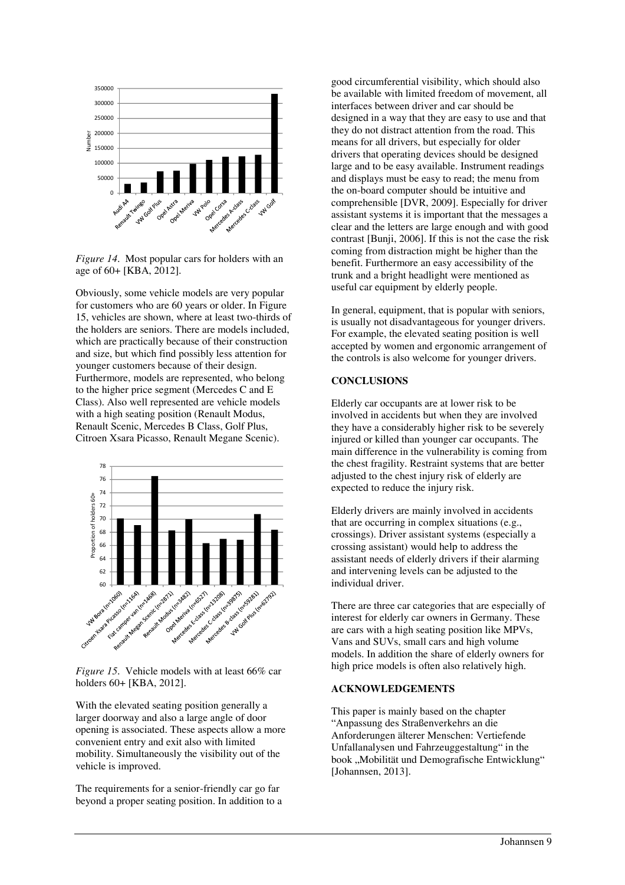350000
300000
250000
200000
150000
100000
50000
0

Number

Audi A4
Renault Twingo
VW Golf Plus
Opel Astra
Opel Meriva
VW Polo
Opel Corsa
Mercedes A-class
Mercedes C-class
VW Golf

*Figure 14.* Most popular cars for holders with an age of 60+ [KBA, 2012].

Obviously, some vehicle models are very popular for customers who are 60 years or older. In Figure 15, vehicles are shown, where at least two-thirds of the holders are seniors. There are models included, which are practically because of their construction and size, but which find possibly less attention for younger customers because of their design. Furthermore, models are represented, who belong to the higher price segment (Mercedes C and E Class). Also well represented are vehicle models with a high seating position (Renault Modus, Renault Scenic, Mercedes B Class, Golf Plus, Citroen Xsara Picasso, Renault Megane Scenic).

78
76
74
72
70
68
66
64
62
60

Proportion of holders 60+

VW Bora (n=1060)
Citroen Xsara Picasso (n=1164)
Fiat camper van (n=1468)
Renault Megan Scenic (n=2871)
Renault Modus (n=3482)
Opel Meriva (n=6527)
Mercedes E-class (n=13208)
Mercedes C-class (n=39875)
Mercedes B-class (n=59281)
VW Golf Plus (n=62792)

*Figure 15.* Vehicle models with at least 66% car holders 60+ [KBA, 2012].

With the elevated seating position generally a larger doorway and also a large angle of door opening is associated. These aspects allow a more convenient entry and exit also with limited mobility. Simultaneously the visibility out of the vehicle is improved.

The requirements for a senior-friendly car go far beyond a proper seating position. In addition to a good circumferential visibility, which should also be available with limited freedom of movement, all interfaces between driver and car should be designed in a way that they are easy to use and that they do not distract attention from the road. This means for all drivers, but especially for older drivers that operating devices should be designed large and to be easy available. Instrument readings and displays must be easy to read; the menu from the on-board computer should be intuitive and comprehensible [DVR, 2009]. Especially for driver assistant systems it is important that the messages a clear and the letters are large enough and with good contrast [Bunji, 2006]. If this is not the case the risk coming from distraction might be higher than the benefit. Furthermore an easy accessibility of the trunk and a bright headlight were mentioned as useful car equipment by elderly people.

In general, equipment, that is popular with seniors, is usually not disadvantageous for younger drivers. For example, the elevated seating position is well accepted by women and ergonomic arrangement of the controls is also welcome for younger drivers.

## CONCLUSIONS

Elderly car occupants are at lower risk to be involved in accidents but when they are involved they have a considerably higher risk to be severely injured or killed than younger car occupants. The main difference in the vulnerability is coming from the chest fragility. Restraint systems that are better adjusted to the chest injury risk of elderly are expected to reduce the injury risk.

Elderly drivers are mainly involved in accidents that are occurring in complex situations (e.g., crossings). Driver assistant systems (especially a crossing assistant) would help to address the assistant needs of elderly drivers if their alarming and intervening levels can be adjusted to the individual driver.

There are three car categories that are especially of interest for elderly car owners in Germany. These are cars with a high seating position like MPVs, Vans and SUVs, small cars and high volume models. In addition the share of elderly owners for high price models is often also relatively high.

## ACKNOWLEDGEMENTS

This paper is mainly based on the chapter "Anpassung des Straßenverkehrs an die Anforderungen älterer Menschen: Vertiefende Unfallanalysen und Fahrzeuggestaltung" in the book „Mobilität und Demografische Entwicklung" [Johannsen, 2013].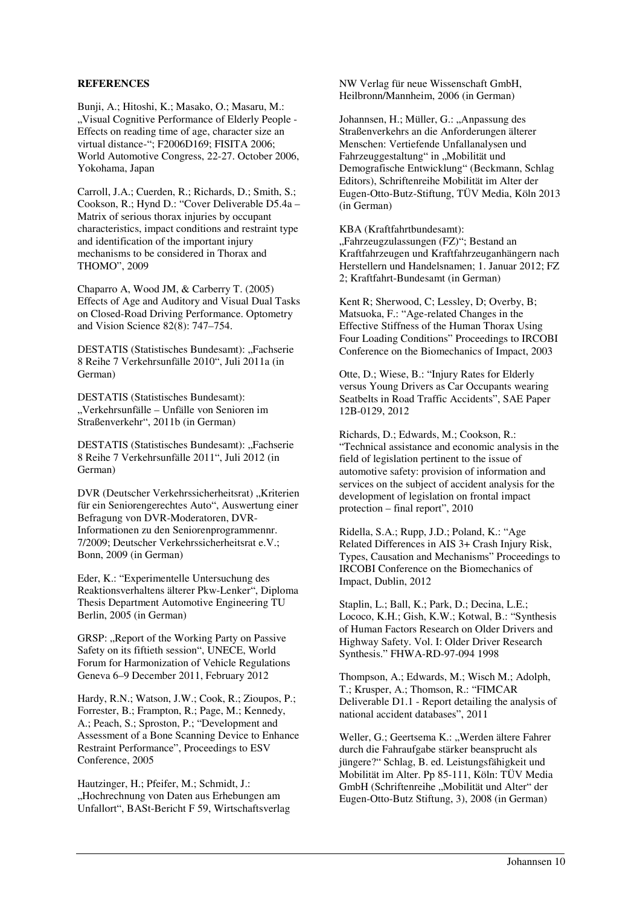**REFERENCES**

Bunji, A.; Hitoshi, K.; Masako, O.; Masaru, M.: „Visual Cognitive Performance of Elderly People - Effects on reading time of age, character size an virtual distance-“; F2006D169; FISITA 2006; World Automotive Congress, 22-27. October 2006, Yokohama, Japan

Carroll, J.A.; Cuerden, R.; Richards, D.; Smith, S.; Cookson, R.; Hynd D.: “Cover Deliverable D5.4a – Matrix of serious thorax injuries by occupant characteristics, impact conditions and restraint type and identification of the important injury mechanisms to be considered in Thorax and THOMO”, 2009

Chaparro A, Wood JM, & Carberry T. (2005) Effects of Age and Auditory and Visual Dual Tasks on Closed-Road Driving Performance. Optometry and Vision Science 82(8): 747–754.

DESTATIS (Statistisches Bundesamt): „Fachserie 8 Reihe 7 Verkehrsunfälle 2010“, Juli 2011a (in German)

DESTATIS (Statistisches Bundesamt): „Verkehrsunfälle – Unfälle von Senioren im Straßenverkehr“, 2011b (in German)

DESTATIS (Statistisches Bundesamt): „Fachserie 8 Reihe 7 Verkehrsunfälle 2011“, Juli 2012 (in German)

DVR (Deutscher Verkehrssicherheitsrat) „Kriterien für ein Seniorengerechtes Auto“, Auswertung einer Befragung von DVR-Moderatoren, DVR-Informationen zu den Seniorenprogrammennr. 7/2009; Deutscher Verkehrssicherheitsrat e.V.; Bonn, 2009 (in German)

Eder, K.: “Experimentelle Untersuchung des Reaktionsverhaltens älterer Pkw-Lenker“, Diploma Thesis Department Automotive Engineering TU Berlin, 2005 (in German)

GRSP: „Report of the Working Party on Passive Safety on its fiftieth session“, UNECE, World Forum for Harmonization of Vehicle Regulations Geneva 6–9 December 2011, February 2012

Hardy, R.N.; Watson, J.W.; Cook, R.; Zioupos, P.; Forrester, B.; Frampton, R.; Page, M.; Kennedy, A.; Peach, S.; Sproston, P.; “Development and Assessment of a Bone Scanning Device to Enhance Restraint Performance”, Proceedings to ESV Conference, 2005

Hautzinger, H.; Pfeifer, M.; Schmidt, J.: „Hochrechnung von Daten aus Erhebungen am Unfallort“, BASt-Bericht F 59, Wirtschaftsverlag NW Verlag für neue Wissenschaft GmbH, Heilbronn/Mannheim, 2006 (in German)

Johannsen, H.; Müller, G.: „Anpassung des Straßenverkehrs an die Anforderungen älterer Menschen: Vertiefende Unfallanalysen und Fahrzeuggestaltung“ in „Mobilität und Demografische Entwicklung“ (Beckmann, Schlag Editors), Schriftenreihe Mobilität im Alter der Eugen-Otto-Butz-Stiftung, TÜV Media, Köln 2013 (in German)

KBA (Kraftfahrtbundesamt): „Fahrzeugzulassungen (FZ)“; Bestand an Kraftfahrzeugen und Kraftfahrzeuganhängern nach Herstellern und Handelsnamen; 1. Januar 2012; FZ 2; Kraftfahrt-Bundesamt (in German)

Kent R; Sherwood, C; Lessley, D; Overby, B; Matsuoka, F.: “Age-related Changes in the Effective Stiffness of the Human Thorax Using Four Loading Conditions” Proceedings to IRCOBI Conference on the Biomechanics of Impact, 2003

Otte, D.; Wiese, B.: “Injury Rates for Elderly versus Young Drivers as Car Occupants wearing Seatbelts in Road Traffic Accidents”, SAE Paper 12B-0129, 2012

Richards, D.; Edwards, M.; Cookson, R.: “Technical assistance and economic analysis in the field of legislation pertinent to the issue of automotive safety: provision of information and services on the subject of accident analysis for the development of legislation on frontal impact protection – final report”, 2010

Ridella, S.A.; Rupp, J.D.; Poland, K.: “Age Related Differences in AIS 3+ Crash Injury Risk, Types, Causation and Mechanisms” Proceedings to IRCOBI Conference on the Biomechanics of Impact, Dublin, 2012

Staplin, L.; Ball, K.; Park, D.; Decina, L.E.; Lococo, K.H.; Gish, K.W.; Kotwal, B.: “Synthesis of Human Factors Research on Older Drivers and Highway Safety. Vol. I: Older Driver Research Synthesis.” FHWA-RD-97-094 1998

Thompson, A.; Edwards, M.; Wisch M.; Adolph, T.; Krusper, A.; Thomson, R.: “FIMCAR Deliverable D1.1 - Report detailing the analysis of national accident databases”, 2011

Weller, G.; Geertsema K.: „Werden ältere Fahrer durch die Fahraufgabe stärker beansprucht als jüngere?“ Schlag, B. ed. Leistungsfähigkeit und Mobilität im Alter. Pp 85-111, Köln: TÜV Media GmbH (Schriftenreihe „Mobilität und Alter“ der Eugen-Otto-Butz Stiftung, 3), 2008 (in German)